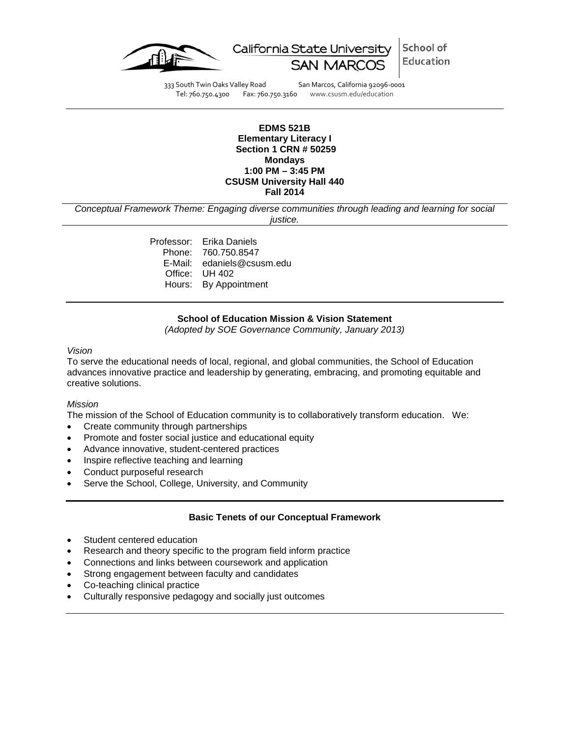California State University SAN MARCOS | School of Education

333 South Twin Oaks Valley Road San Marcos, California 92096-0001
Tel: 760.750.4300 Fax: 760.750.3160 www.csusm.edu/education

---

**EDMS 521B**
**Elementary Literacy I**
**Section 1 CRN # 50259**
**Mondays**
**1:00 PM – 3:45 PM**
**CSUSM University Hall 440**
**Fall 2014**

*Conceptual Framework Theme: Engaging diverse communities through leading and learning for social justice.*

Professor: Erika Daniels
Phone: 760.750.8547
E-Mail: edaniels@csusm.edu
Office: UH 402
Hours: By Appointment

---

**School of Education Mission & Vision Statement**
*(Adopted by SOE Governance Community, January 2013)*

*Vision*
To serve the educational needs of local, regional, and global communities, the School of Education advances innovative practice and leadership by generating, embracing, and promoting equitable and creative solutions.

*Mission*
The mission of the School of Education community is to collaboratively transform education. We:

- Create community through partnerships
- Promote and foster social justice and educational equity
- Advance innovative, student-centered practices
- Inspire reflective teaching and learning
- Conduct purposeful research
- Serve the School, College, University, and Community

---

**Basic Tenets of our Conceptual Framework**

- Student centered education
- Research and theory specific to the program field inform practice
- Connections and links between coursework and application
- Strong engagement between faculty and candidates
- Co-teaching clinical practice
- Culturally responsive pedagogy and socially just outcomes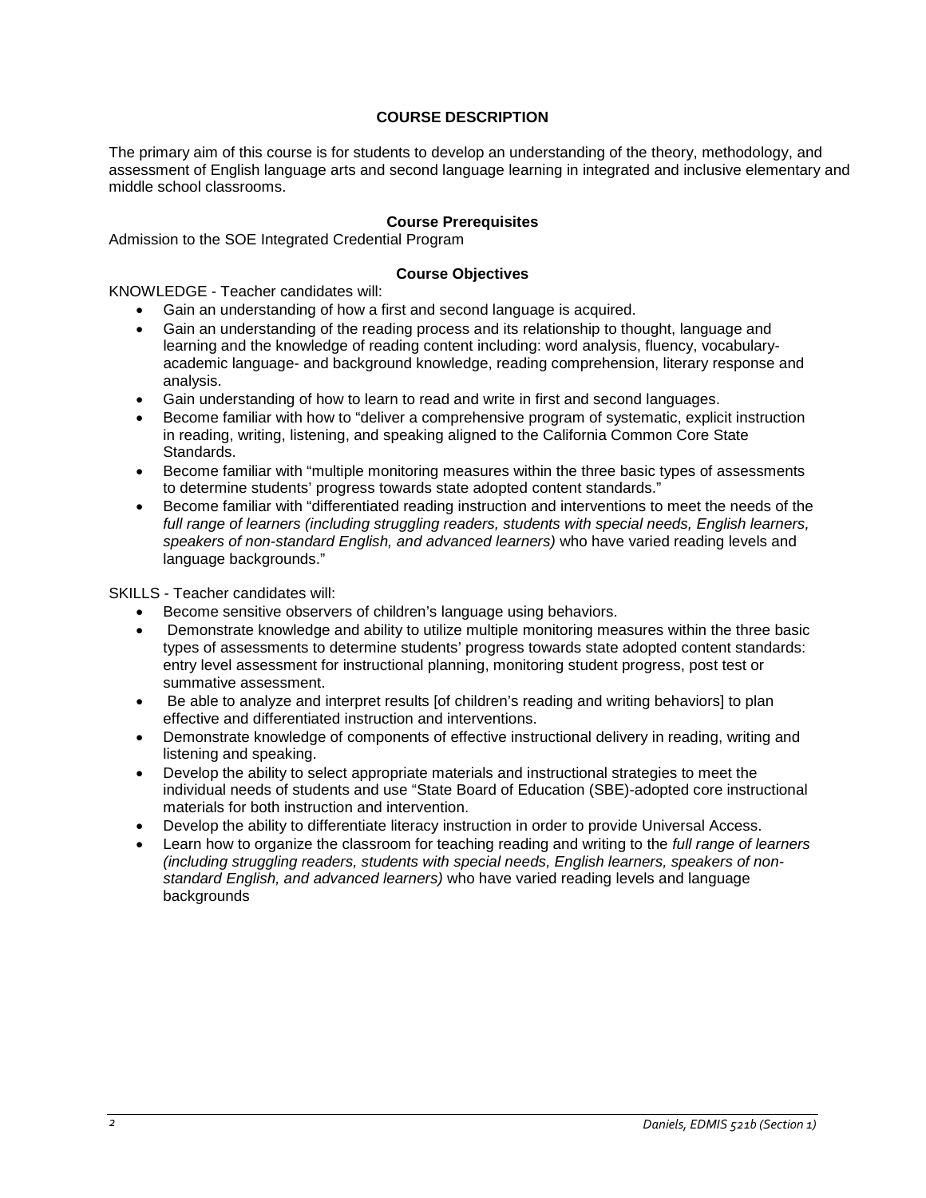## COURSE DESCRIPTION

The primary aim of this course is for students to develop an understanding of the theory, methodology, and assessment of English language arts and second language learning in integrated and inclusive elementary and middle school classrooms.

### Course Prerequisites

Admission to the SOE Integrated Credential Program

### Course Objectives

KNOWLEDGE - Teacher candidates will:

- Gain an understanding of how a first and second language is acquired.
- Gain an understanding of the reading process and its relationship to thought, language and learning and the knowledge of reading content including: word analysis, fluency, vocabulary-academic language- and background knowledge, reading comprehension, literary response and analysis.
- Gain understanding of how to learn to read and write in first and second languages.
- Become familiar with how to "deliver a comprehensive program of systematic, explicit instruction in reading, writing, listening, and speaking aligned to the California Common Core State Standards.
- Become familiar with "multiple monitoring measures within the three basic types of assessments to determine students' progress towards state adopted content standards."
- Become familiar with "differentiated reading instruction and interventions to meet the needs of the *full range of learners (including struggling readers, students with special needs, English learners, speakers of non-standard English, and advanced learners)* who have varied reading levels and language backgrounds."

SKILLS - Teacher candidates will:

- Become sensitive observers of children's language using behaviors.
- Demonstrate knowledge and ability to utilize multiple monitoring measures within the three basic types of assessments to determine students' progress towards state adopted content standards: entry level assessment for instructional planning, monitoring student progress, post test or summative assessment.
- Be able to analyze and interpret results [of children's reading and writing behaviors] to plan effective and differentiated instruction and interventions.
- Demonstrate knowledge of components of effective instructional delivery in reading, writing and listening and speaking.
- Develop the ability to select appropriate materials and instructional strategies to meet the individual needs of students and use "State Board of Education (SBE)-adopted core instructional materials for both instruction and intervention.
- Develop the ability to differentiate literacy instruction in order to provide Universal Access.
- Learn how to organize the classroom for teaching reading and writing to the *full range of learners (including struggling readers, students with special needs, English learners, speakers of non-standard English, and advanced learners)* who have varied reading levels and language backgrounds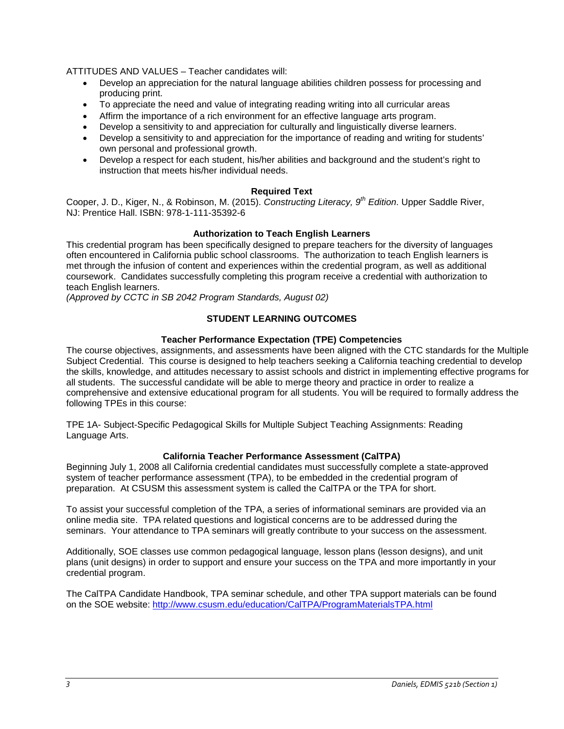ATTITUDES AND VALUES – Teacher candidates will:

- Develop an appreciation for the natural language abilities children possess for processing and producing print.
- To appreciate the need and value of integrating reading writing into all curricular areas
- Affirm the importance of a rich environment for an effective language arts program.
- Develop a sensitivity to and appreciation for culturally and linguistically diverse learners.
- Develop a sensitivity to and appreciation for the importance of reading and writing for students' own personal and professional growth.
- Develop a respect for each student, his/her abilities and background and the student's right to instruction that meets his/her individual needs.

### Required Text

Cooper, J. D., Kiger, N., & Robinson, M. (2015). *Constructing Literacy, 9th Edition*. Upper Saddle River, NJ: Prentice Hall. ISBN: 978-1-111-35392-6

### Authorization to Teach English Learners

This credential program has been specifically designed to prepare teachers for the diversity of languages often encountered in California public school classrooms. The authorization to teach English learners is met through the infusion of content and experiences within the credential program, as well as additional coursework. Candidates successfully completing this program receive a credential with authorization to teach English learners.
*(Approved by CCTC in SB 2042 Program Standards, August 02)*

## STUDENT LEARNING OUTCOMES

### Teacher Performance Expectation (TPE) Competencies

The course objectives, assignments, and assessments have been aligned with the CTC standards for the Multiple Subject Credential. This course is designed to help teachers seeking a California teaching credential to develop the skills, knowledge, and attitudes necessary to assist schools and district in implementing effective programs for all students. The successful candidate will be able to merge theory and practice in order to realize a comprehensive and extensive educational program for all students. You will be required to formally address the following TPEs in this course:

TPE 1A- Subject-Specific Pedagogical Skills for Multiple Subject Teaching Assignments: Reading Language Arts.

### California Teacher Performance Assessment (CalTPA)

Beginning July 1, 2008 all California credential candidates must successfully complete a state-approved system of teacher performance assessment (TPA), to be embedded in the credential program of preparation. At CSUSM this assessment system is called the CalTPA or the TPA for short.

To assist your successful completion of the TPA, a series of informational seminars are provided via an online media site. TPA related questions and logistical concerns are to be addressed during the seminars. Your attendance to TPA seminars will greatly contribute to your success on the assessment.

Additionally, SOE classes use common pedagogical language, lesson plans (lesson designs), and unit plans (unit designs) in order to support and ensure your success on the TPA and more importantly in your credential program.

The CalTPA Candidate Handbook, TPA seminar schedule, and other TPA support materials can be found on the SOE website: http://www.csusm.edu/education/CalTPA/ProgramMaterialsTPA.html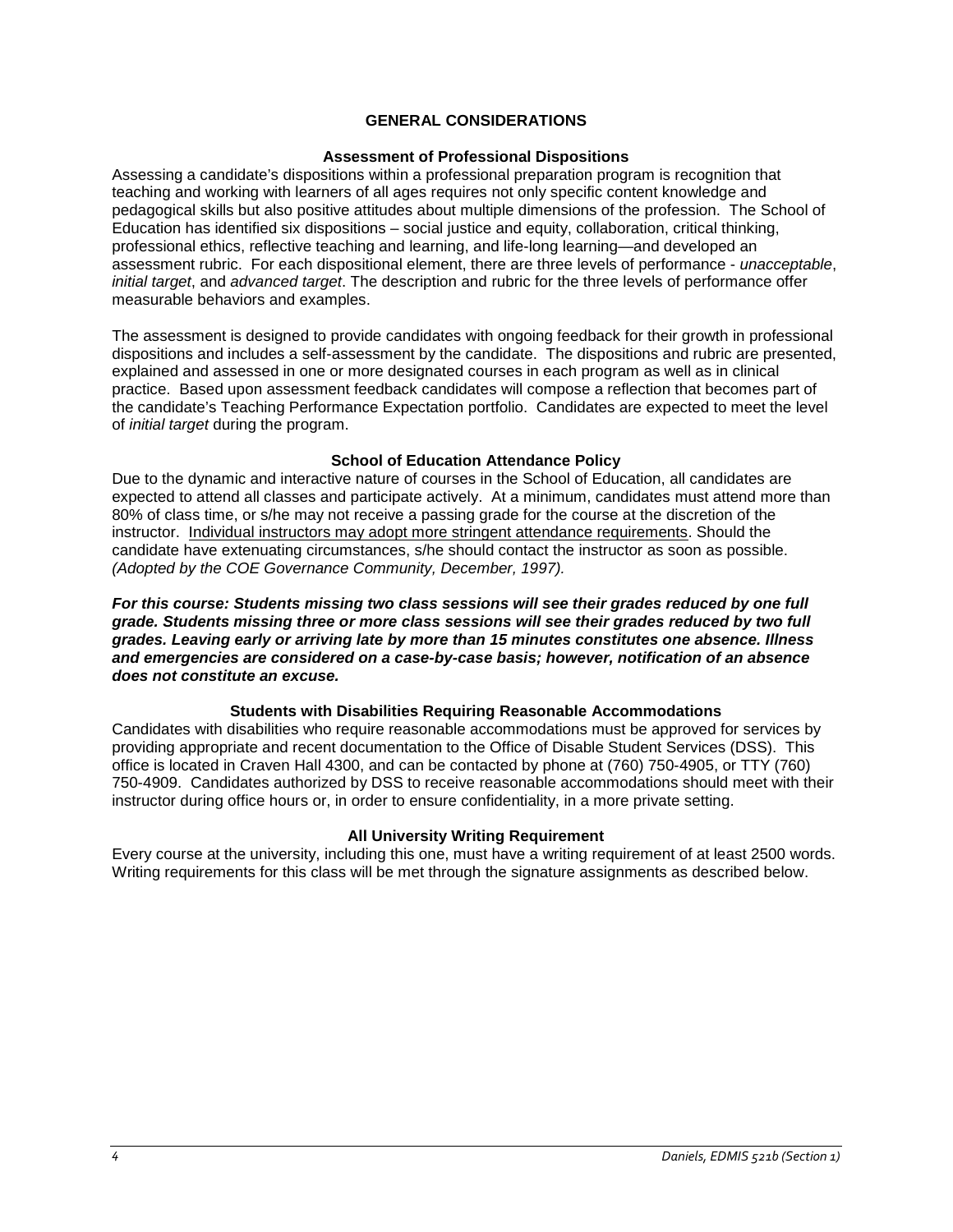## GENERAL CONSIDERATIONS

### Assessment of Professional Dispositions

Assessing a candidate's dispositions within a professional preparation program is recognition that teaching and working with learners of all ages requires not only specific content knowledge and pedagogical skills but also positive attitudes about multiple dimensions of the profession. The School of Education has identified six dispositions – social justice and equity, collaboration, critical thinking, professional ethics, reflective teaching and learning, and life-long learning—and developed an assessment rubric. For each dispositional element, there are three levels of performance - *unacceptable*, *initial target*, and *advanced target*. The description and rubric for the three levels of performance offer measurable behaviors and examples.

The assessment is designed to provide candidates with ongoing feedback for their growth in professional dispositions and includes a self-assessment by the candidate. The dispositions and rubric are presented, explained and assessed in one or more designated courses in each program as well as in clinical practice. Based upon assessment feedback candidates will compose a reflection that becomes part of the candidate's Teaching Performance Expectation portfolio. Candidates are expected to meet the level of *initial target* during the program.

### School of Education Attendance Policy

Due to the dynamic and interactive nature of courses in the School of Education, all candidates are expected to attend all classes and participate actively. At a minimum, candidates must attend more than 80% of class time, or s/he may not receive a passing grade for the course at the discretion of the instructor. Individual instructors may adopt more stringent attendance requirements. Should the candidate have extenuating circumstances, s/he should contact the instructor as soon as possible. *(Adopted by the COE Governance Community, December, 1997).*

***For this course: Students missing two class sessions will see their grades reduced by one full grade. Students missing three or more class sessions will see their grades reduced by two full grades. Leaving early or arriving late by more than 15 minutes constitutes one absence. Illness and emergencies are considered on a case-by-case basis; however, notification of an absence does not constitute an excuse.***

### Students with Disabilities Requiring Reasonable Accommodations

Candidates with disabilities who require reasonable accommodations must be approved for services by providing appropriate and recent documentation to the Office of Disable Student Services (DSS). This office is located in Craven Hall 4300, and can be contacted by phone at (760) 750-4905, or TTY (760) 750-4909. Candidates authorized by DSS to receive reasonable accommodations should meet with their instructor during office hours or, in order to ensure confidentiality, in a more private setting.

### All University Writing Requirement

Every course at the university, including this one, must have a writing requirement of at least 2500 words. Writing requirements for this class will be met through the signature assignments as described below.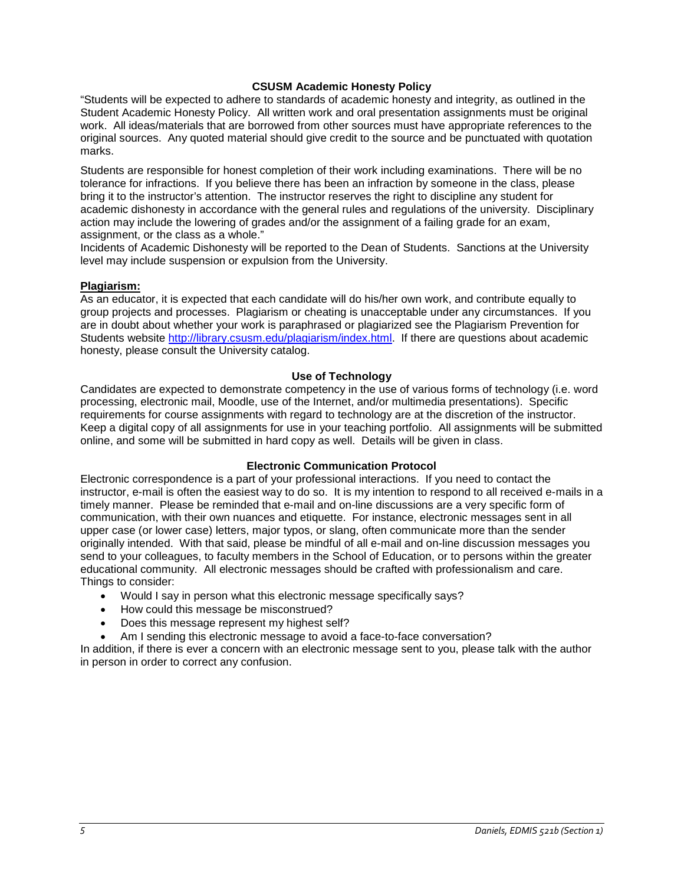## CSUSM Academic Honesty Policy

"Students will be expected to adhere to standards of academic honesty and integrity, as outlined in the Student Academic Honesty Policy. All written work and oral presentation assignments must be original work. All ideas/materials that are borrowed from other sources must have appropriate references to the original sources. Any quoted material should give credit to the source and be punctuated with quotation marks.

Students are responsible for honest completion of their work including examinations. There will be no tolerance for infractions. If you believe there has been an infraction by someone in the class, please bring it to the instructor's attention. The instructor reserves the right to discipline any student for academic dishonesty in accordance with the general rules and regulations of the university. Disciplinary action may include the lowering of grades and/or the assignment of a failing grade for an exam, assignment, or the class as a whole."

Incidents of Academic Dishonesty will be reported to the Dean of Students. Sanctions at the University level may include suspension or expulsion from the University.

**Plagiarism:**

As an educator, it is expected that each candidate will do his/her own work, and contribute equally to group projects and processes. Plagiarism or cheating is unacceptable under any circumstances. If you are in doubt about whether your work is paraphrased or plagiarized see the Plagiarism Prevention for Students website http://library.csusm.edu/plagiarism/index.html. If there are questions about academic honesty, please consult the University catalog.

## Use of Technology

Candidates are expected to demonstrate competency in the use of various forms of technology (i.e. word processing, electronic mail, Moodle, use of the Internet, and/or multimedia presentations). Specific requirements for course assignments with regard to technology are at the discretion of the instructor. Keep a digital copy of all assignments for use in your teaching portfolio. All assignments will be submitted online, and some will be submitted in hard copy as well. Details will be given in class.

## Electronic Communication Protocol

Electronic correspondence is a part of your professional interactions. If you need to contact the instructor, e-mail is often the easiest way to do so. It is my intention to respond to all received e-mails in a timely manner. Please be reminded that e-mail and on-line discussions are a very specific form of communication, with their own nuances and etiquette. For instance, electronic messages sent in all upper case (or lower case) letters, major typos, or slang, often communicate more than the sender originally intended. With that said, please be mindful of all e-mail and on-line discussion messages you send to your colleagues, to faculty members in the School of Education, or to persons within the greater educational community. All electronic messages should be crafted with professionalism and care. Things to consider:

- Would I say in person what this electronic message specifically says?
- How could this message be misconstrued?
- Does this message represent my highest self?
- Am I sending this electronic message to avoid a face-to-face conversation?

In addition, if there is ever a concern with an electronic message sent to you, please talk with the author in person in order to correct any confusion.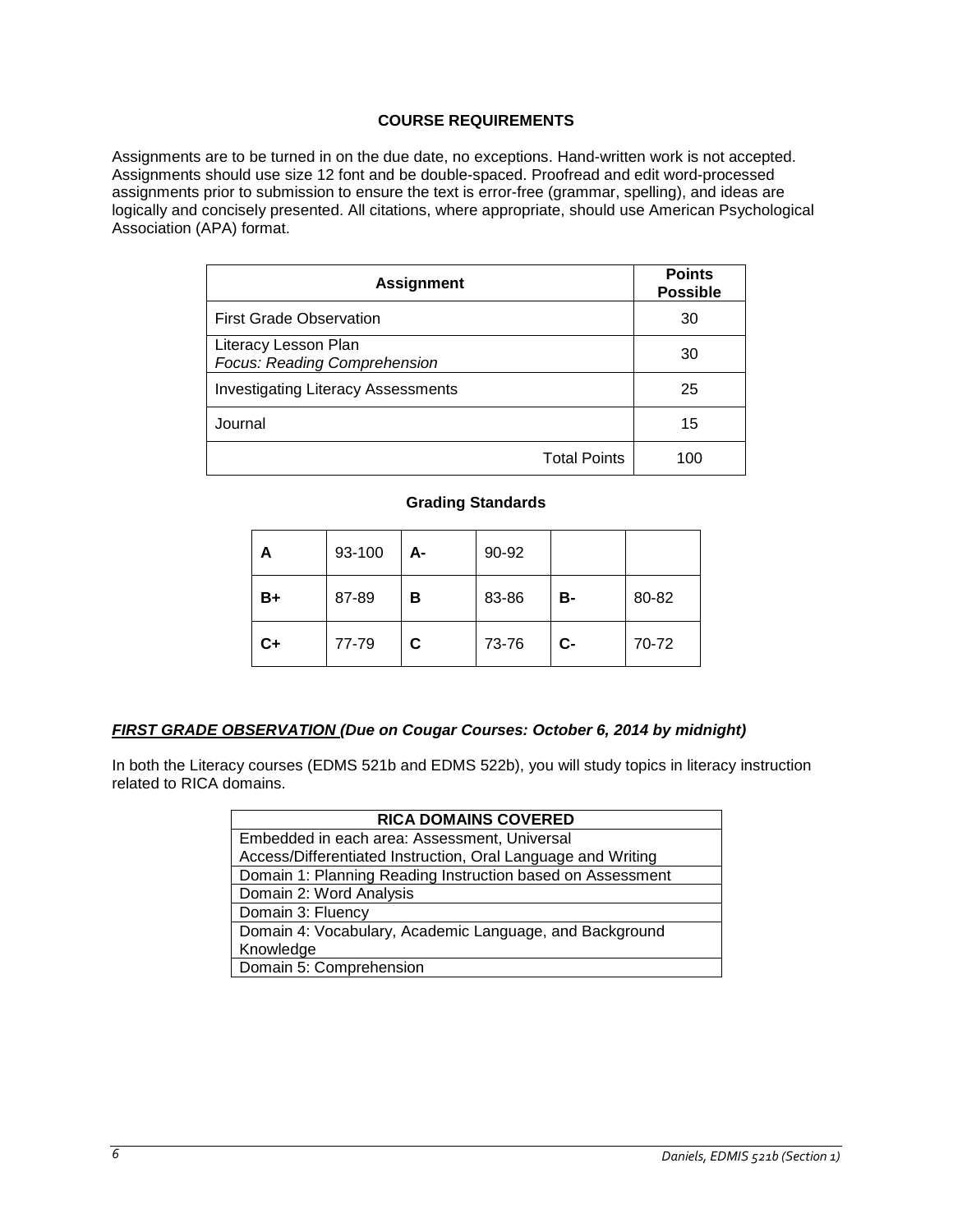## COURSE REQUIREMENTS

Assignments are to be turned in on the due date, no exceptions. Hand-written work is not accepted. Assignments should use size 12 font and be double-spaced. Proofread and edit word-processed assignments prior to submission to ensure the text is error-free (grammar, spelling), and ideas are logically and concisely presented. All citations, where appropriate, should use American Psychological Association (APA) format.

| Assignment | Points Possible |
|---|---|
| First Grade Observation | 30 |
| Literacy Lesson Plan *Focus: Reading Comprehension* | 30 |
| Investigating Literacy Assessments | 25 |
| Journal | 15 |
| Total Points | 100 |

### Grading Standards

| | | | | | |
|---|---|---|---|---|---|
| **A** | 93-100 | **A-** | 90-92 | | |
| **B+** | 87-89 | **B** | 83-86 | **B-** | 80-82 |
| **C+** | 77-79 | **C** | 73-76 | **C-** | 70-72 |

***FIRST GRADE OBSERVATION (Due on Cougar Courses: October 6, 2014 by midnight)***

In both the Literacy courses (EDMS 521b and EDMS 522b), you will study topics in literacy instruction related to RICA domains.

| RICA DOMAINS COVERED |
|---|
| Embedded in each area: Assessment, Universal Access/Differentiated Instruction, Oral Language and Writing |
| Domain 1: Planning Reading Instruction based on Assessment |
| Domain 2: Word Analysis |
| Domain 3: Fluency |
| Domain 4: Vocabulary, Academic Language, and Background Knowledge |
| Domain 5: Comprehension |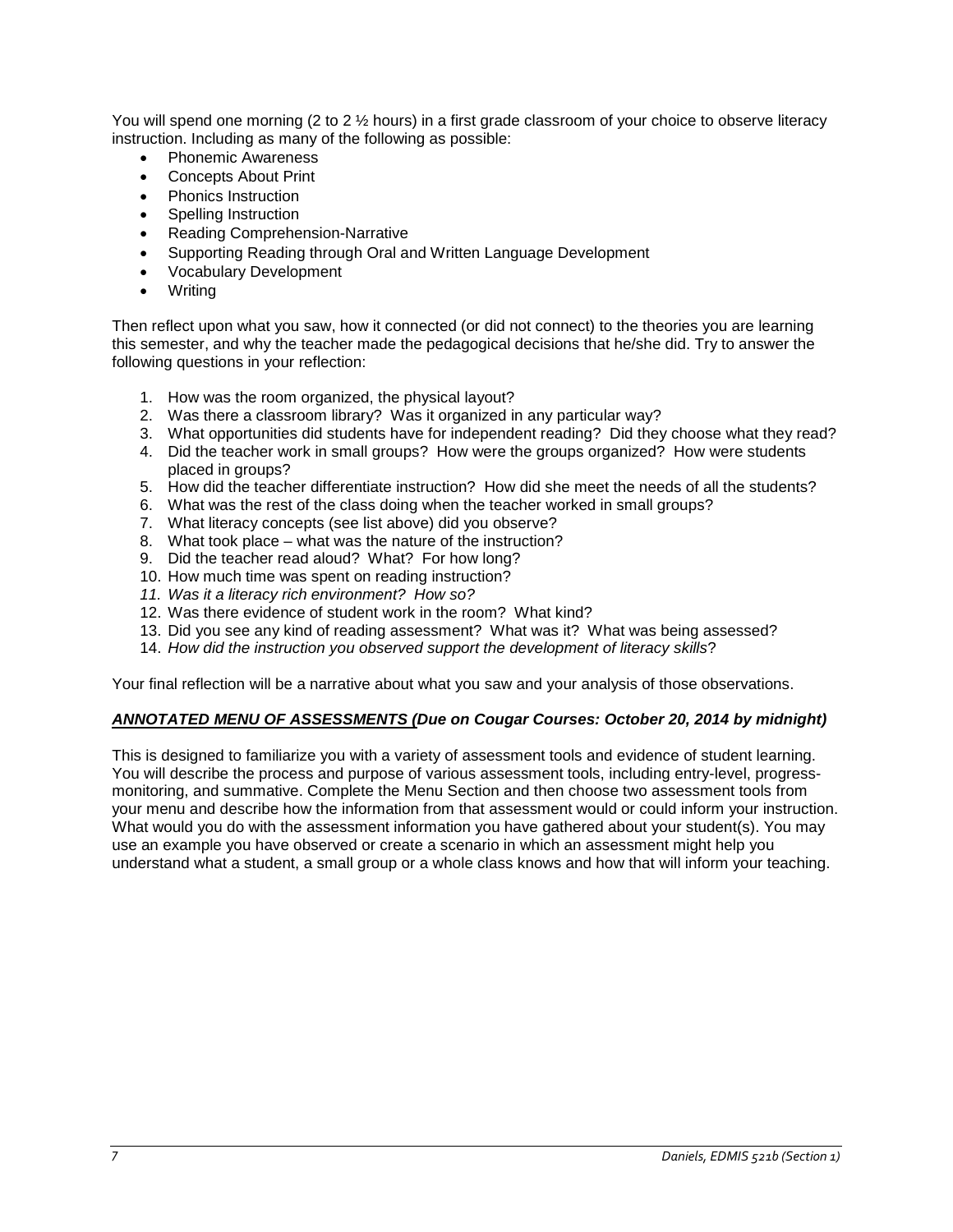You will spend one morning (2 to 2 ½ hours) in a first grade classroom of your choice to observe literacy instruction. Including as many of the following as possible:

- Phonemic Awareness
- Concepts About Print
- Phonics Instruction
- Spelling Instruction
- Reading Comprehension-Narrative
- Supporting Reading through Oral and Written Language Development
- Vocabulary Development
- Writing

Then reflect upon what you saw, how it connected (or did not connect) to the theories you are learning this semester, and why the teacher made the pedagogical decisions that he/she did. Try to answer the following questions in your reflection:

1. How was the room organized, the physical layout?
2. Was there a classroom library? Was it organized in any particular way?
3. What opportunities did students have for independent reading? Did they choose what they read?
4. Did the teacher work in small groups? How were the groups organized? How were students placed in groups?
5. How did the teacher differentiate instruction? How did she meet the needs of all the students?
6. What was the rest of the class doing when the teacher worked in small groups?
7. What literacy concepts (see list above) did you observe?
8. What took place – what was the nature of the instruction?
9. Did the teacher read aloud? What? For how long?
10. How much time was spent on reading instruction?
11. *Was it a literacy rich environment? How so?*
12. Was there evidence of student work in the room? What kind?
13. Did you see any kind of reading assessment? What was it? What was being assessed?
14. *How did the instruction you observed support the development of literacy skills*?

Your final reflection will be a narrative about what you saw and your analysis of those observations.

***ANNOTATED MENU OF ASSESSMENTS (Due on Cougar Courses: October 20, 2014 by midnight)***

This is designed to familiarize you with a variety of assessment tools and evidence of student learning. You will describe the process and purpose of various assessment tools, including entry-level, progress-monitoring, and summative. Complete the Menu Section and then choose two assessment tools from your menu and describe how the information from that assessment would or could inform your instruction. What would you do with the assessment information you have gathered about your student(s). You may use an example you have observed or create a scenario in which an assessment might help you understand what a student, a small group or a whole class knows and how that will inform your teaching.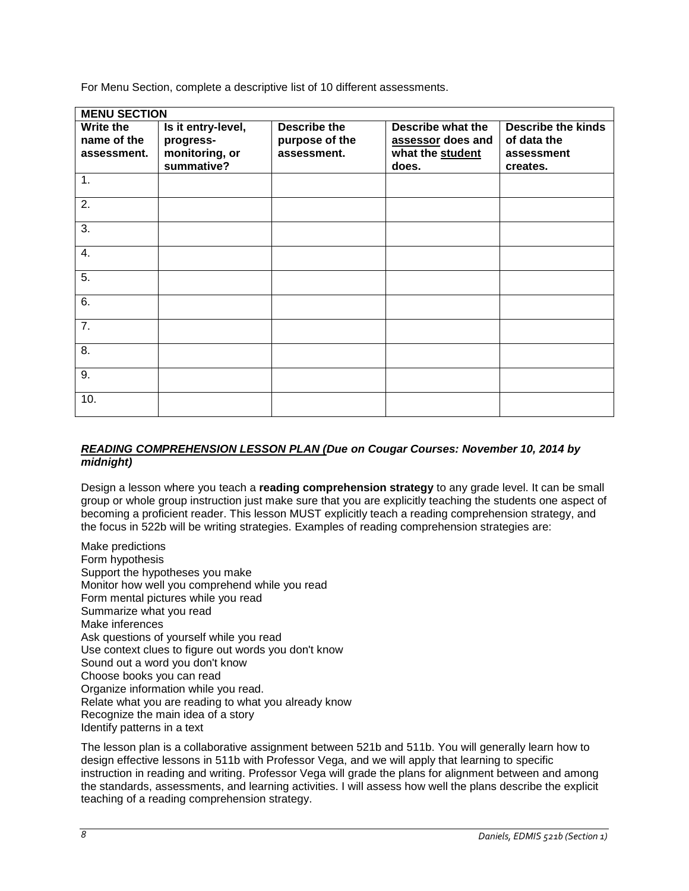For Menu Section, complete a descriptive list of 10 different assessments.

| **MENU SECTION** | | | | |
|---|---|---|---|---|
| **Write the name of the assessment.** | **Is it entry-level, progress-monitoring, or summative?** | **Describe the purpose of the assessment.** | **Describe what the assessor does and what the student does.** | **Describe the kinds of data the assessment creates.** |
| 1. | | | | |
| 2. | | | | |
| 3. | | | | |
| 4. | | | | |
| 5. | | | | |
| 6. | | | | |
| 7. | | | | |
| 8. | | | | |
| 9. | | | | |
| 10. | | | | |

***READING COMPREHENSION LESSON PLAN (Due on Cougar Courses: November 10, 2014 by midnight)***

Design a lesson where you teach a **reading comprehension strategy** to any grade level. It can be small group or whole group instruction just make sure that you are explicitly teaching the students one aspect of becoming a proficient reader. This lesson MUST explicitly teach a reading comprehension strategy, and the focus in 522b will be writing strategies. Examples of reading comprehension strategies are:

Make predictions
Form hypothesis
Support the hypotheses you make
Monitor how well you comprehend while you read
Form mental pictures while you read
Summarize what you read
Make inferences
Ask questions of yourself while you read
Use context clues to figure out words you don't know
Sound out a word you don't know
Choose books you can read
Organize information while you read.
Relate what you are reading to what you already know
Recognize the main idea of a story
Identify patterns in a text

The lesson plan is a collaborative assignment between 521b and 511b. You will generally learn how to design effective lessons in 511b with Professor Vega, and we will apply that learning to specific instruction in reading and writing. Professor Vega will grade the plans for alignment between and among the standards, assessments, and learning activities. I will assess how well the plans describe the explicit teaching of a reading comprehension strategy.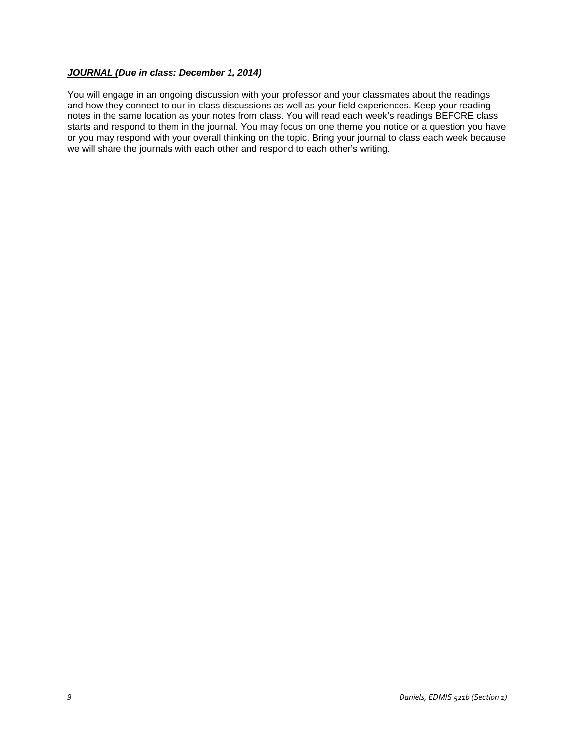***JOURNAL** (Due in class: December 1, 2014)*

You will engage in an ongoing discussion with your professor and your classmates about the readings and how they connect to our in-class discussions as well as your field experiences. Keep your reading notes in the same location as your notes from class. You will read each week's readings BEFORE class starts and respond to them in the journal. You may focus on one theme you notice or a question you have or you may respond with your overall thinking on the topic. Bring your journal to class each week because we will share the journals with each other and respond to each other's writing.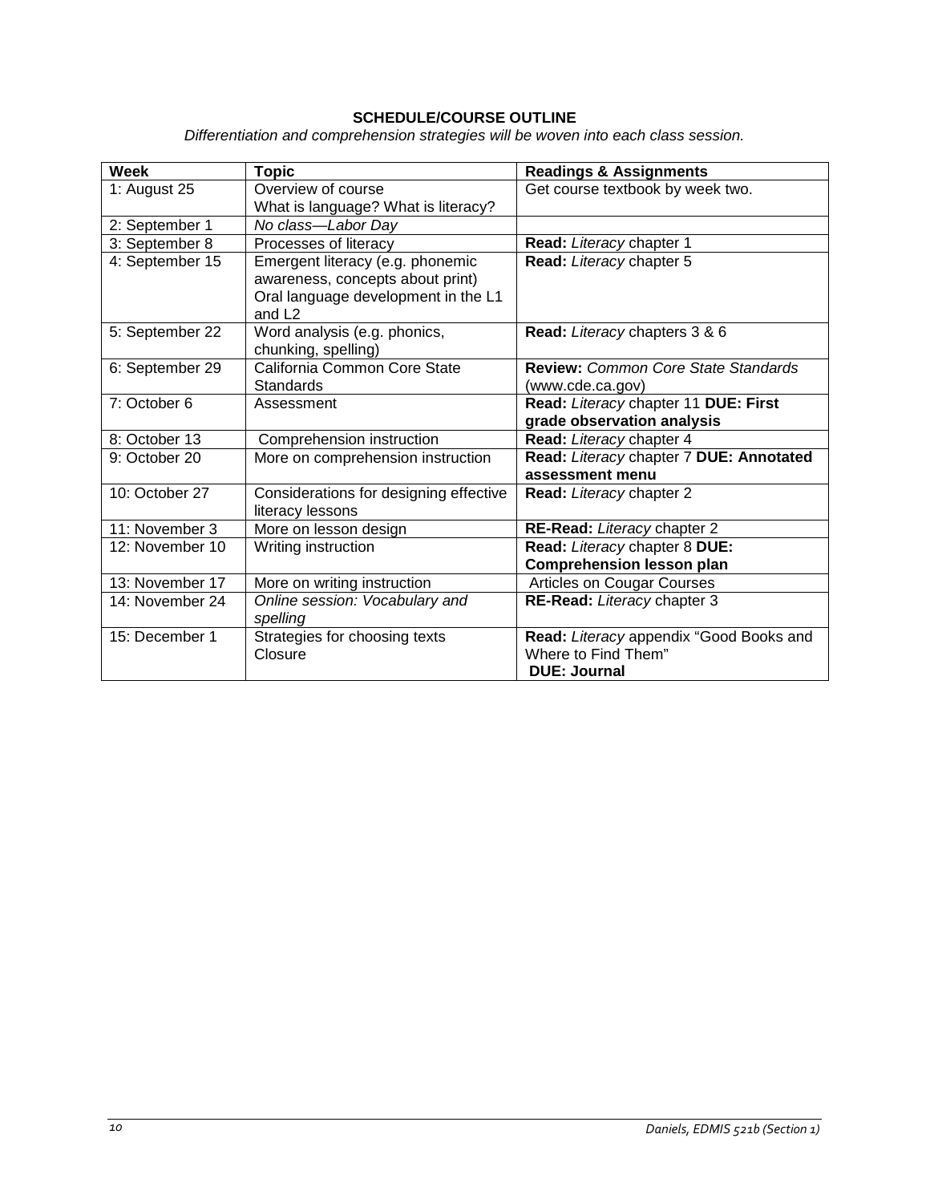**SCHEDULE/COURSE OUTLINE**

*Differentiation and comprehension strategies will be woven into each class session.*

| Week | Topic | Readings & Assignments |
|---|---|---|
| 1: August 25 | Overview of course<br>What is language? What is literacy? | Get course textbook by week two. |
| 2: September 1 | *No class—Labor Day* | |
| 3: September 8 | Processes of literacy | **Read:** *Literacy* chapter 1 |
| 4: September 15 | Emergent literacy (e.g. phonemic awareness, concepts about print)<br>Oral language development in the L1 and L2 | **Read:** *Literacy* chapter 5 |
| 5: September 22 | Word analysis (e.g. phonics, chunking, spelling) | **Read:** *Literacy* chapters 3 & 6 |
| 6: September 29 | California Common Core State Standards | **Review:** *Common Core State Standards* (www.cde.ca.gov) |
| 7: October 6 | Assessment | **Read:** *Literacy* chapter 11 **DUE: First grade observation analysis** |
| 8: October 13 | Comprehension instruction | **Read:** *Literacy* chapter 4 |
| 9: October 20 | More on comprehension instruction | **Read:** *Literacy* chapter 7 **DUE: Annotated assessment menu** |
| 10: October 27 | Considerations for designing effective literacy lessons | **Read:** *Literacy* chapter 2 |
| 11: November 3 | More on lesson design | **RE-Read:** *Literacy* chapter 2 |
| 12: November 10 | Writing instruction | **Read:** *Literacy* chapter 8 **DUE: Comprehension lesson plan** |
| 13: November 17 | More on writing instruction | Articles on Cougar Courses |
| 14: November 24 | *Online session: Vocabulary and spelling* | **RE-Read:** *Literacy* chapter 3 |
| 15: December 1 | Strategies for choosing texts<br>Closure | **Read:** *Literacy* appendix "Good Books and Where to Find Them"<br>**DUE: Journal** |